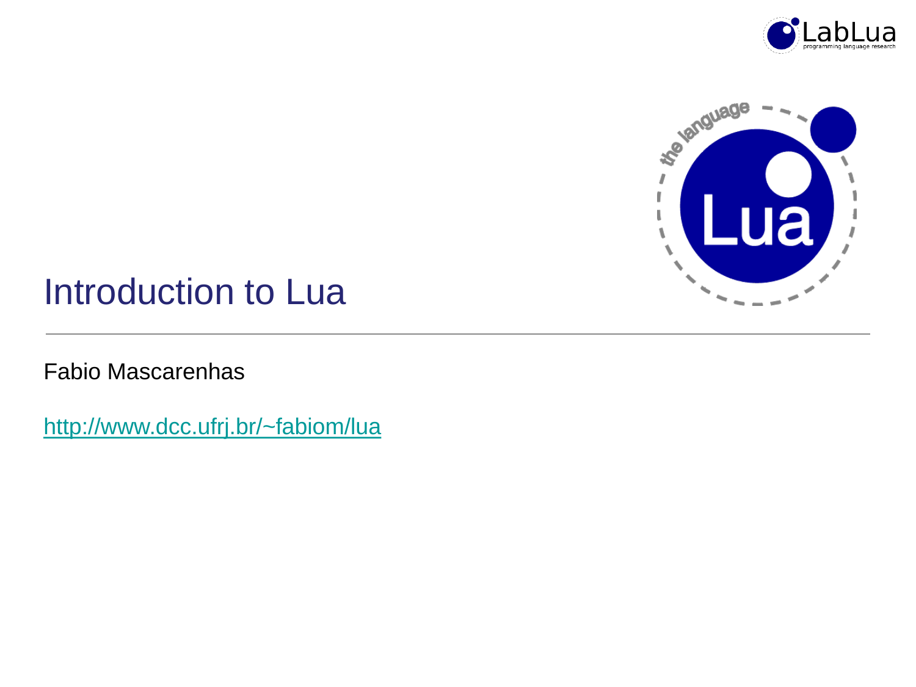# Introduction to Lua

Fabio Mascarenhas

http://www.dcc.ufrj.br/~fabiom/lua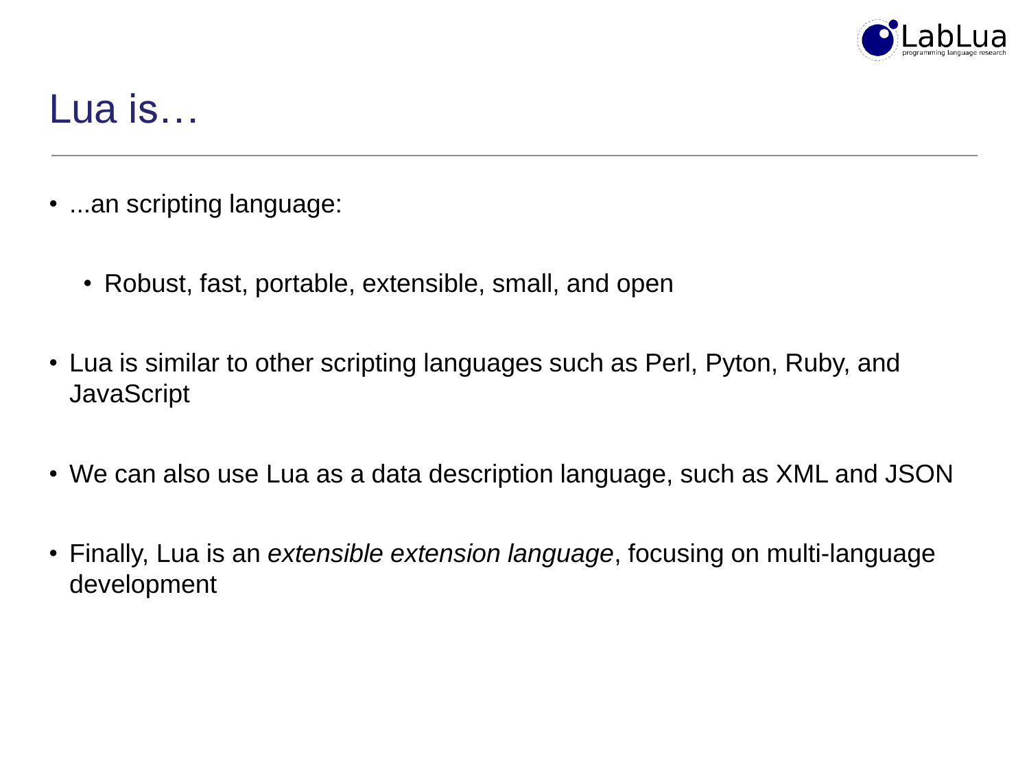# Lua is…

- ...an scripting language:
  - Robust, fast, portable, extensible, small, and open
- Lua is similar to other scripting languages such as Perl, Pyton, Ruby, and JavaScript
- We can also use Lua as a data description language, such as XML and JSON
- Finally, Lua is an *extensible extension language*, focusing on multi-language development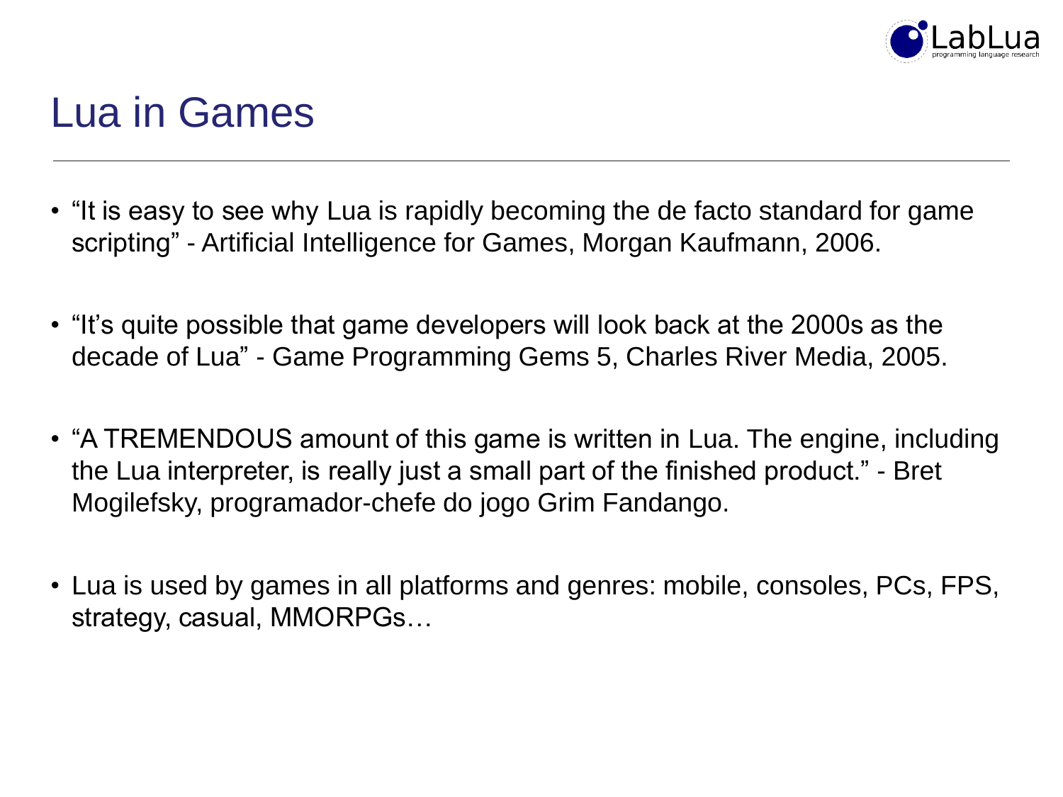# Lua in Games

- "It is easy to see why Lua is rapidly becoming the de facto standard for game scripting" - Artificial Intelligence for Games, Morgan Kaufmann, 2006.
- "It's quite possible that game developers will look back at the 2000s as the decade of Lua" - Game Programming Gems 5, Charles River Media, 2005.
- "A TREMENDOUS amount of this game is written in Lua. The engine, including the Lua interpreter, is really just a small part of the finished product." - Bret Mogilefsky, programador-chefe do jogo Grim Fandango.
- Lua is used by games in all platforms and genres: mobile, consoles, PCs, FPS, strategy, casual, MMORPGs…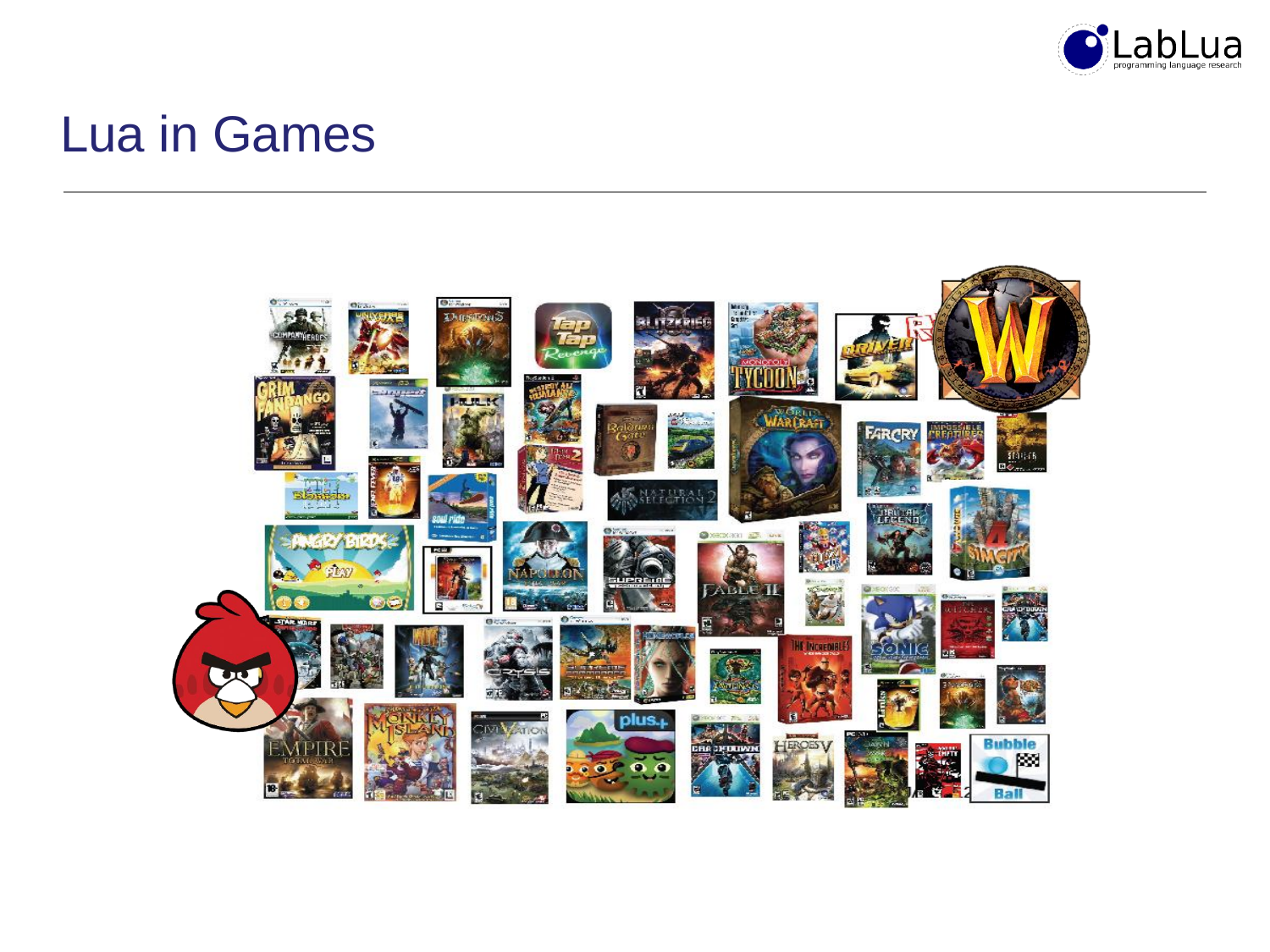# Lua in Games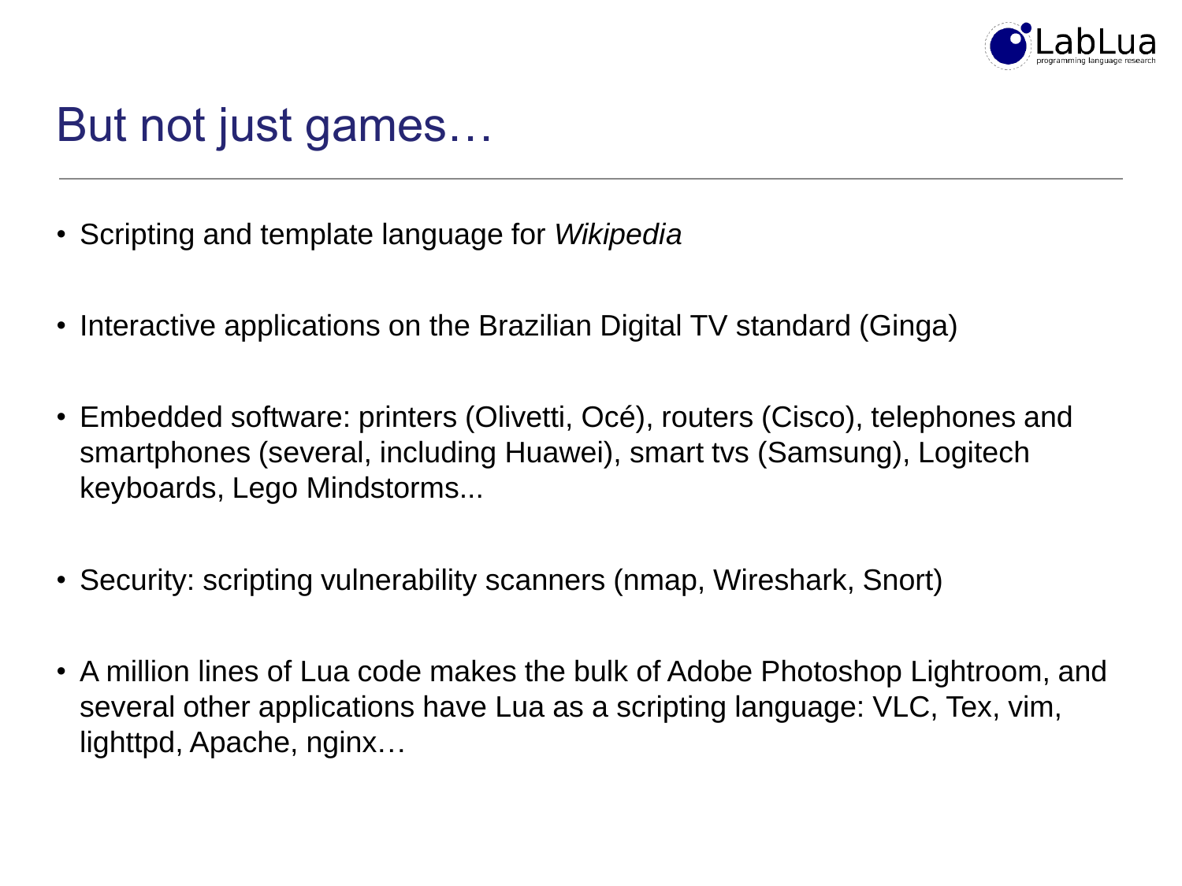# But not just games…

- Scripting and template language for *Wikipedia*
- Interactive applications on the Brazilian Digital TV standard (Ginga)
- Embedded software: printers (Olivetti, Océ), routers (Cisco), telephones and smartphones (several, including Huawei), smart tvs (Samsung), Logitech keyboards, Lego Mindstorms...
- Security: scripting vulnerability scanners (nmap, Wireshark, Snort)
- A million lines of Lua code makes the bulk of Adobe Photoshop Lightroom, and several other applications have Lua as a scripting language: VLC, Tex, vim, lighttpd, Apache, nginx…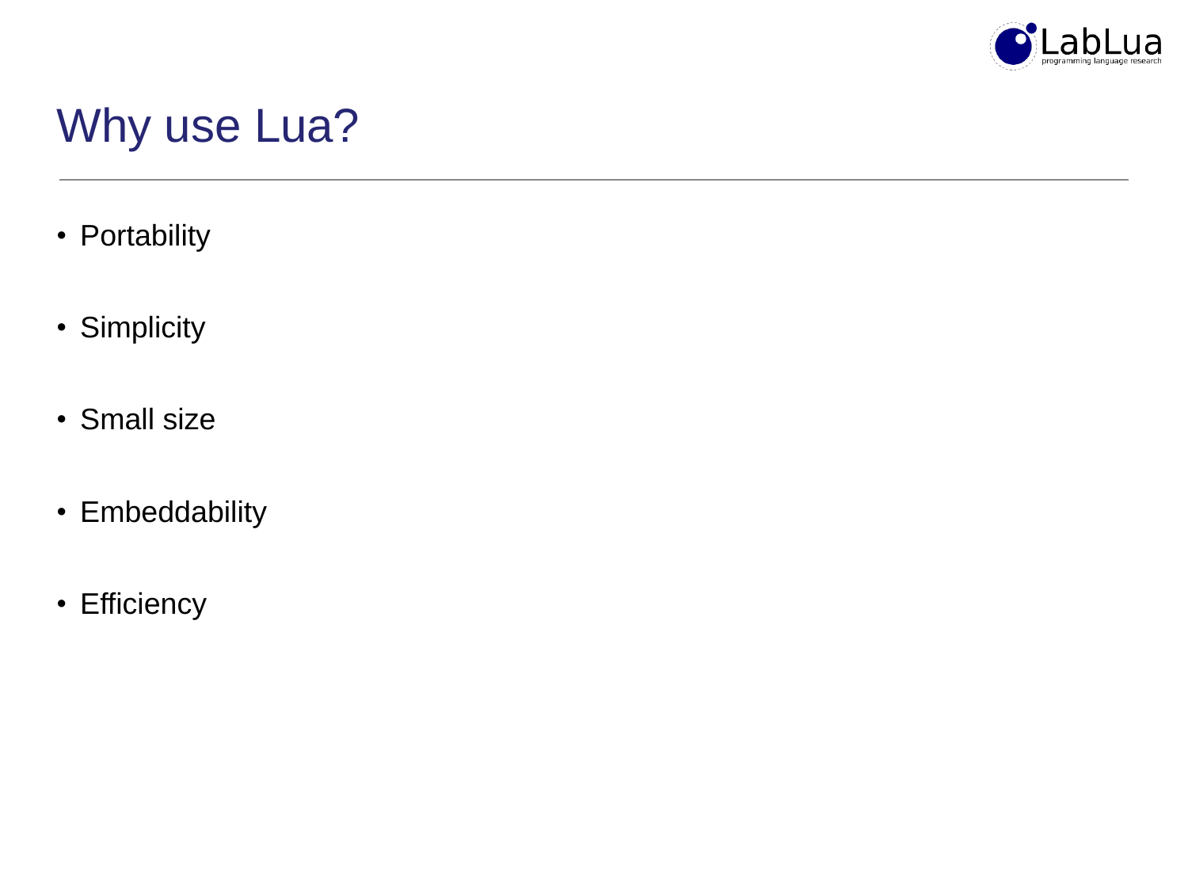# Why use Lua?

- Portability
- Simplicity
- Small size
- Embeddability
- Efficiency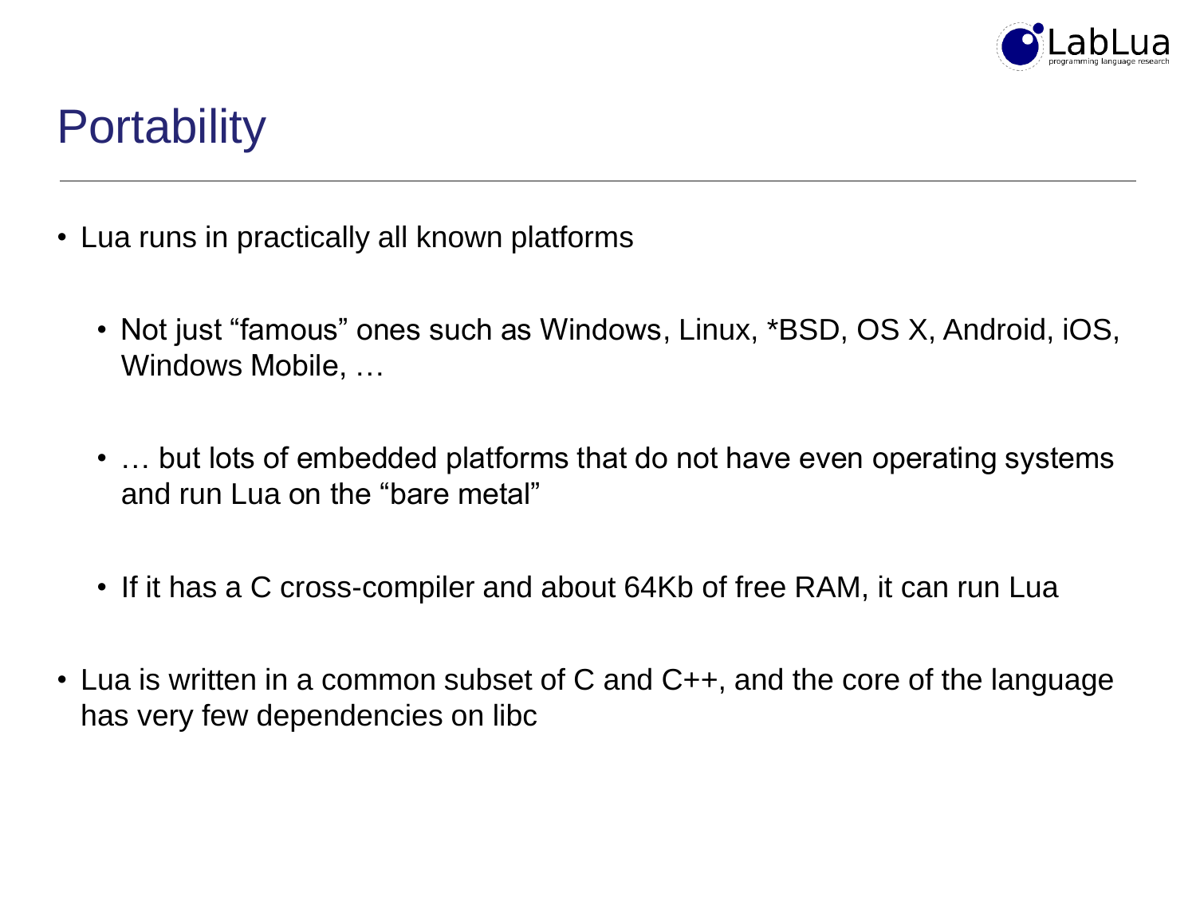# Portability

- Lua runs in practically all known platforms
  - Not just “famous” ones such as Windows, Linux, *BSD, OS X, Android, iOS, Windows Mobile, …
  - … but lots of embedded platforms that do not have even operating systems and run Lua on the “bare metal”
  - If it has a C cross-compiler and about 64Kb of free RAM, it can run Lua
- Lua is written in a common subset of C and C++, and the core of the language has very few dependencies on libc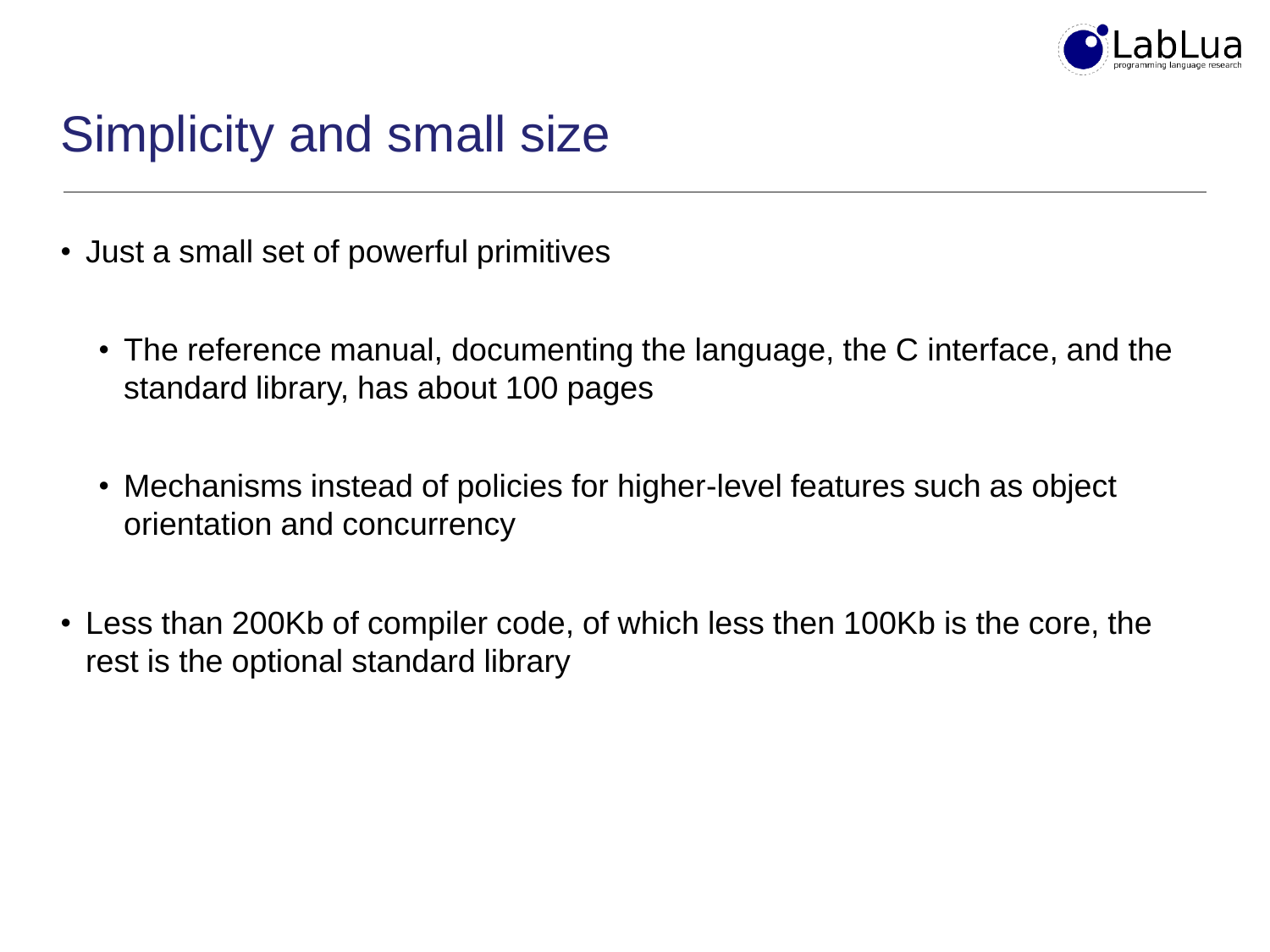# Simplicity and small size

- Just a small set of powerful primitives
  - The reference manual, documenting the language, the C interface, and the standard library, has about 100 pages
  - Mechanisms instead of policies for higher-level features such as object orientation and concurrency
- Less than 200Kb of compiler code, of which less then 100Kb is the core, the rest is the optional standard library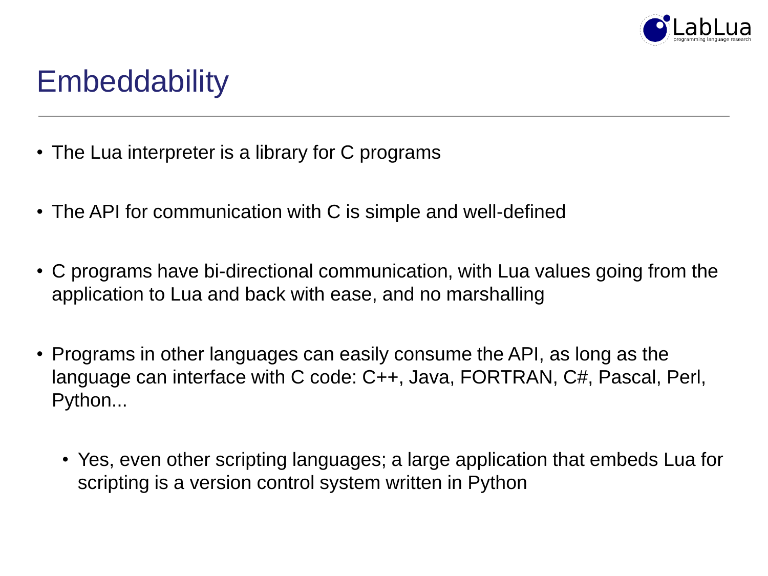# Embeddability

- The Lua interpreter is a library for C programs
- The API for communication with C is simple and well-defined
- C programs have bi-directional communication, with Lua values going from the application to Lua and back with ease, and no marshalling
- Programs in other languages can easily consume the API, as long as the language can interface with C code: C++, Java, FORTRAN, C#, Pascal, Perl, Python...
  - Yes, even other scripting languages; a large application that embeds Lua for scripting is a version control system written in Python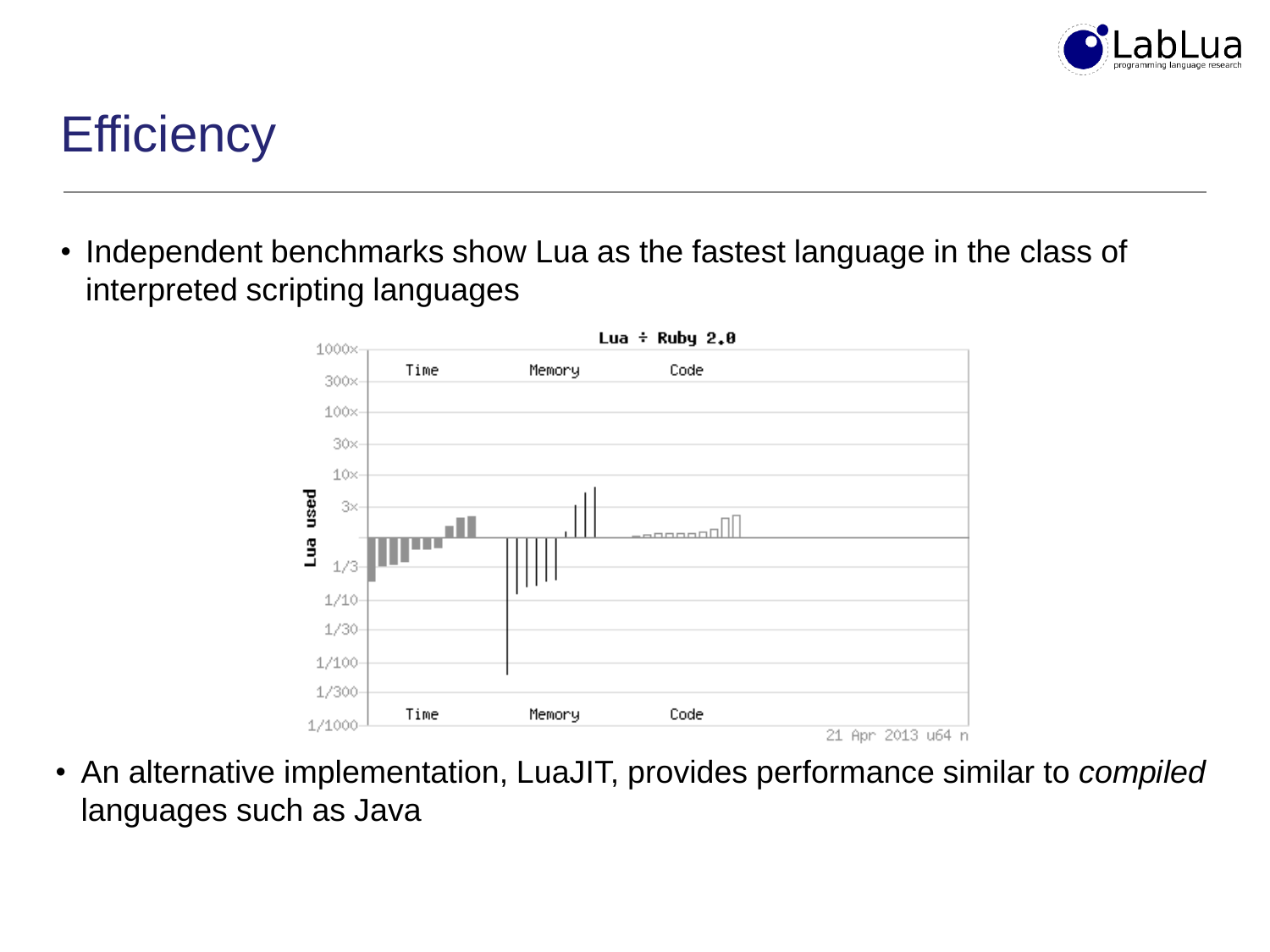# Efficiency

- Independent benchmarks show Lua as the fastest language in the class of interpreted scripting languages

- An alternative implementation, LuaJIT, provides performance similar to *compiled* languages such as Java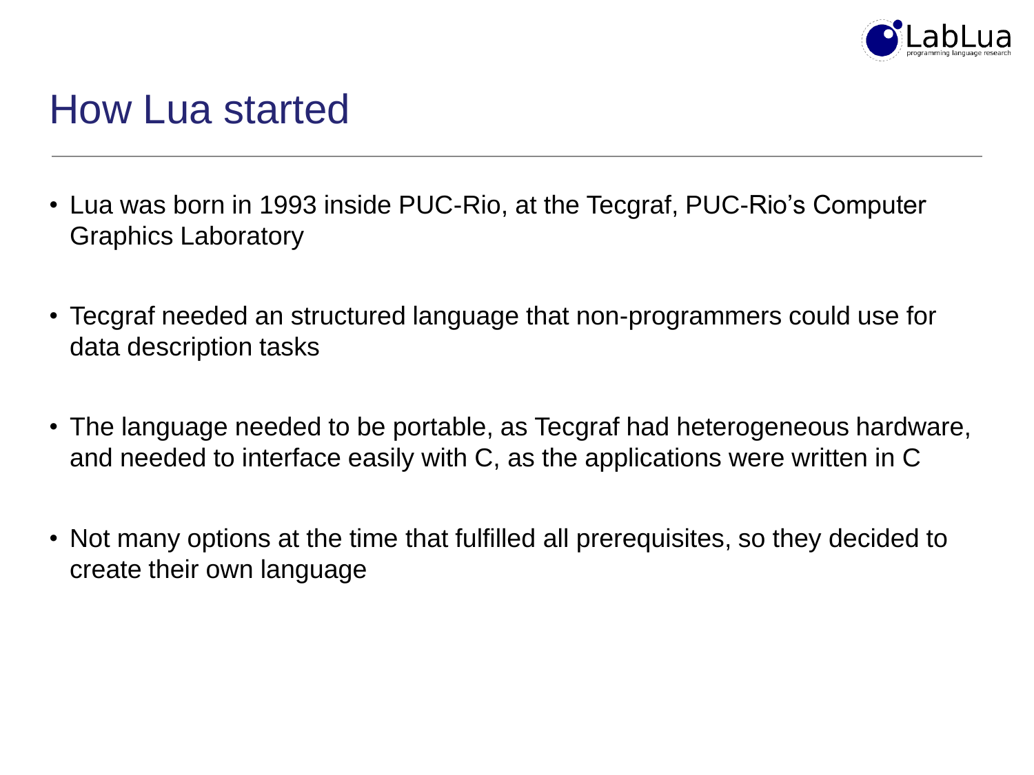# How Lua started

- Lua was born in 1993 inside PUC-Rio, at the Tecgraf, PUC-Rio’s Computer Graphics Laboratory

- Tecgraf needed an structured language that non-programmers could use for data description tasks

- The language needed to be portable, as Tecgraf had heterogeneous hardware, and needed to interface easily with C, as the applications were written in C

- Not many options at the time that fulfilled all prerequisites, so they decided to create their own language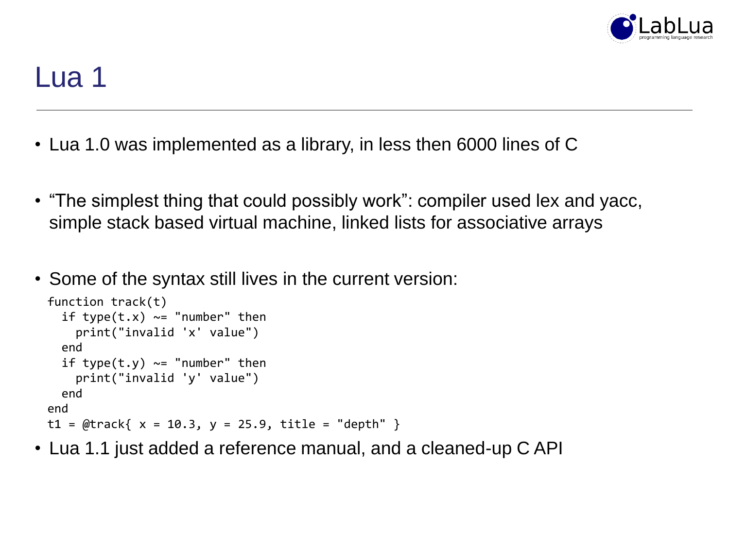# Lua 1

- Lua 1.0 was implemented as a library, in less then 6000 lines of C
- "The simplest thing that could possibly work": compiler used lex and yacc, simple stack based virtual machine, linked lists for associative arrays
- Some of the syntax still lives in the current version:

```
function track(t)
  if type(t.x) ~= "number" then
    print("invalid 'x' value")
  end
  if type(t.y) ~= "number" then
    print("invalid 'y' value")
  end
end
t1 = @track{ x = 10.3, y = 25.9, title = "depth" }
```

- Lua 1.1 just added a reference manual, and a cleaned-up C API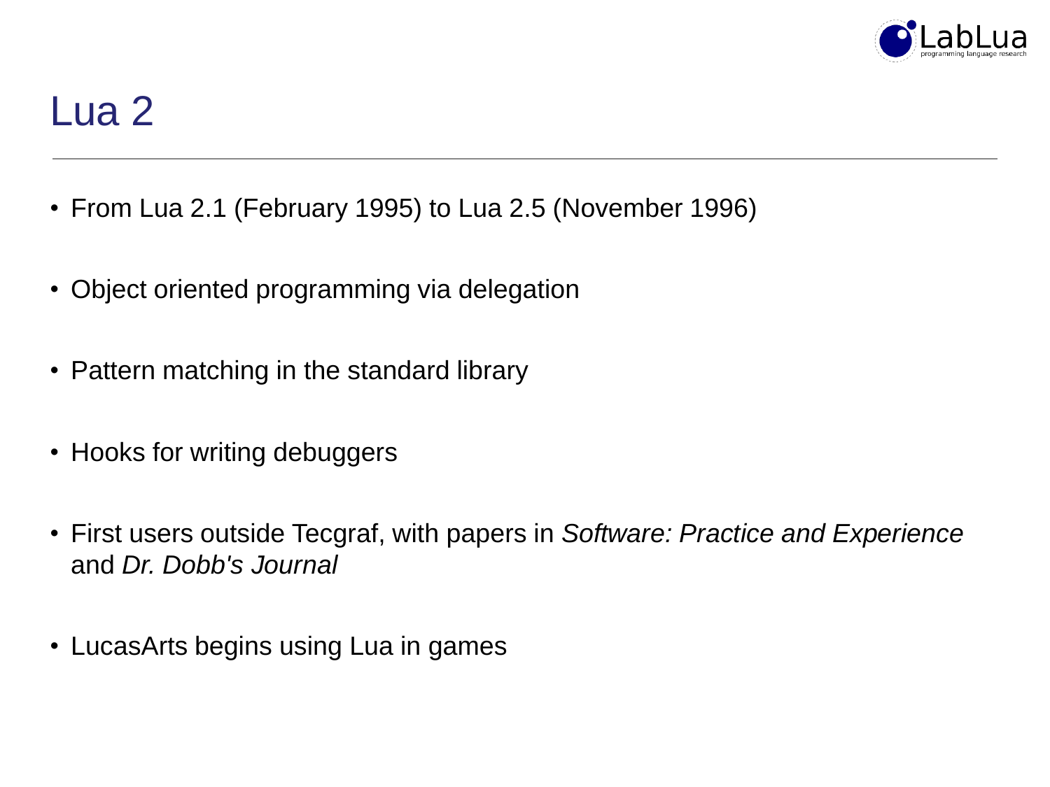# Lua 2

- From Lua 2.1 (February 1995) to Lua 2.5 (November 1996)
- Object oriented programming via delegation
- Pattern matching in the standard library
- Hooks for writing debuggers
- First users outside Tecgraf, with papers in *Software: Practice and Experience* and *Dr. Dobb's Journal*
- LucasArts begins using Lua in games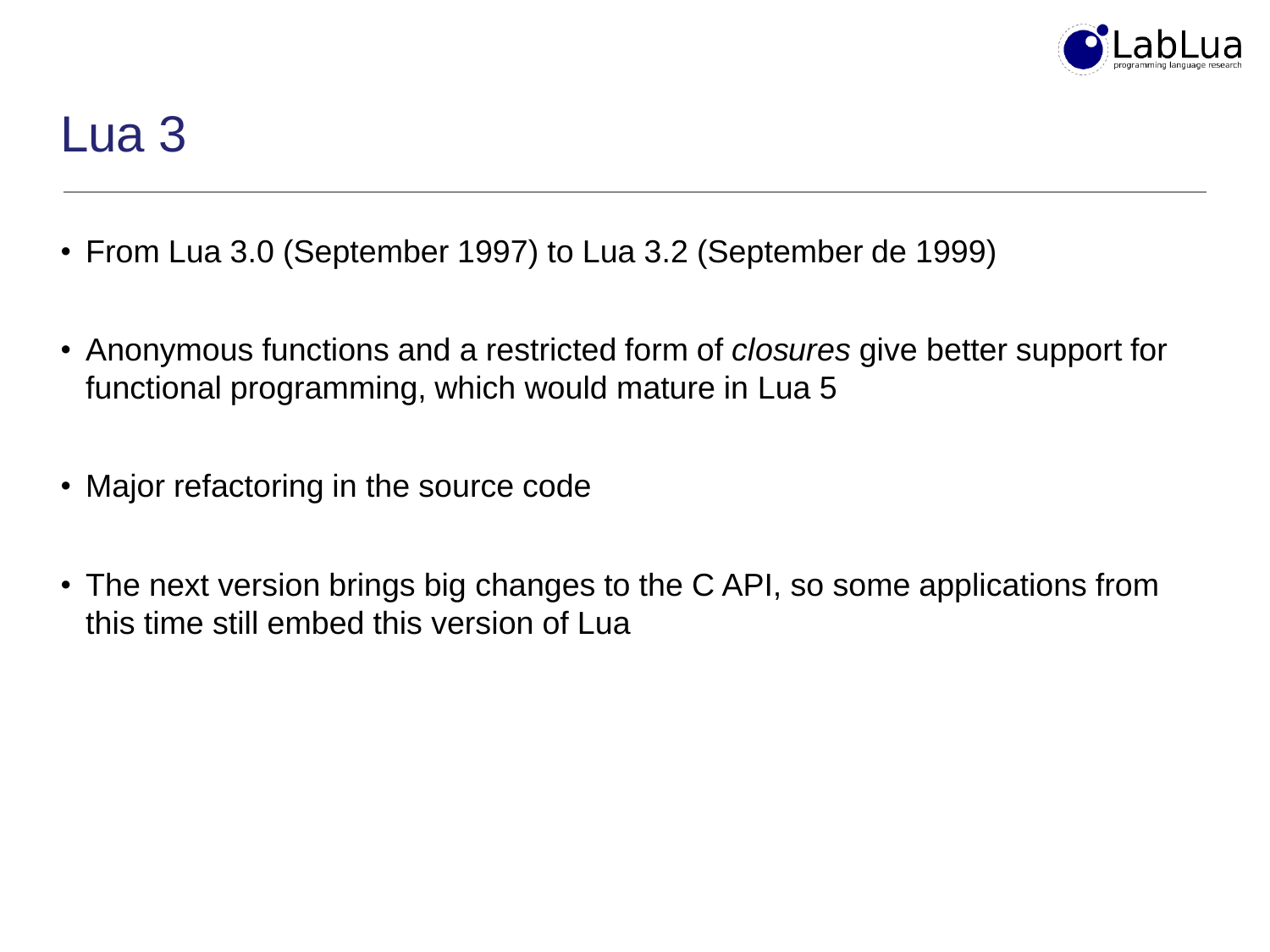# Lua 3

- From Lua 3.0 (September 1997) to Lua 3.2 (September de 1999)
- Anonymous functions and a restricted form of *closures* give better support for functional programming, which would mature in Lua 5
- Major refactoring in the source code
- The next version brings big changes to the C API, so some applications from this time still embed this version of Lua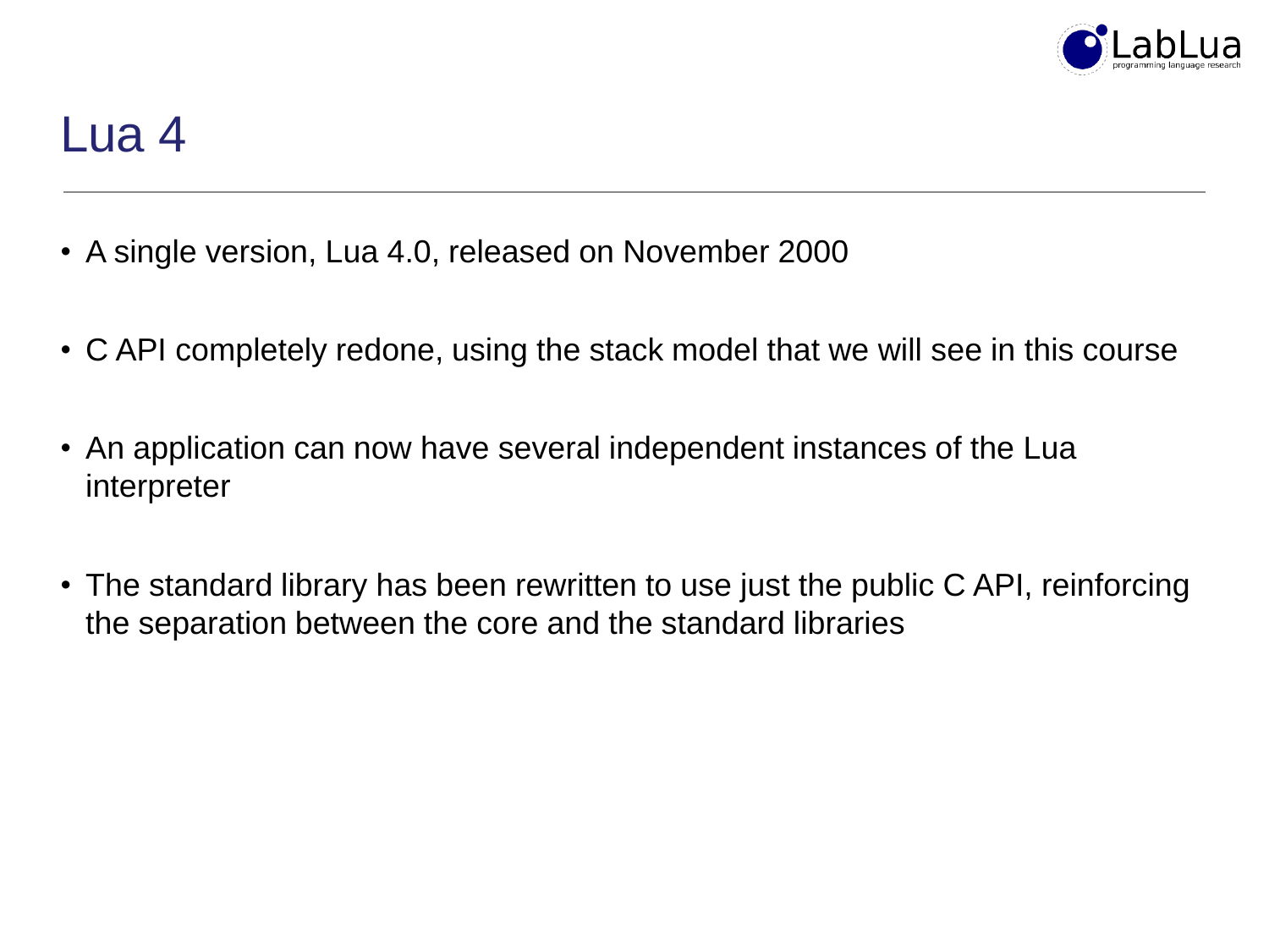# Lua 4

- A single version, Lua 4.0, released on November 2000
- C API completely redone, using the stack model that we will see in this course
- An application can now have several independent instances of the Lua interpreter
- The standard library has been rewritten to use just the public C API, reinforcing the separation between the core and the standard libraries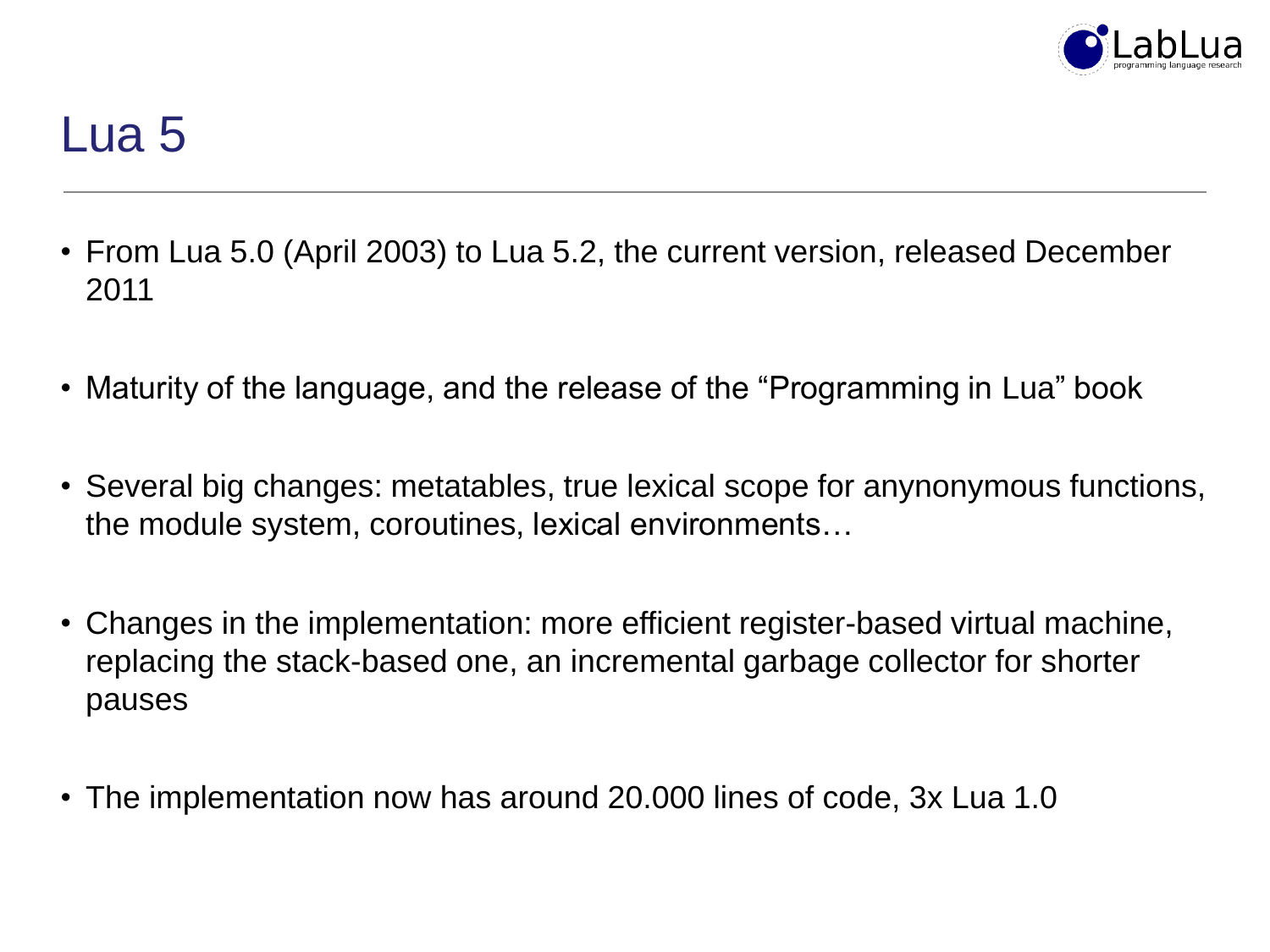# Lua 5

- From Lua 5.0 (April 2003) to Lua 5.2, the current version, released December 2011
- Maturity of the language, and the release of the “Programming in Lua” book
- Several big changes: metatables, true lexical scope for anynonymous functions, the module system, coroutines, lexical environments…
- Changes in the implementation: more efficient register-based virtual machine, replacing the stack-based one, an incremental garbage collector for shorter pauses
- The implementation now has around 20.000 lines of code, 3x Lua 1.0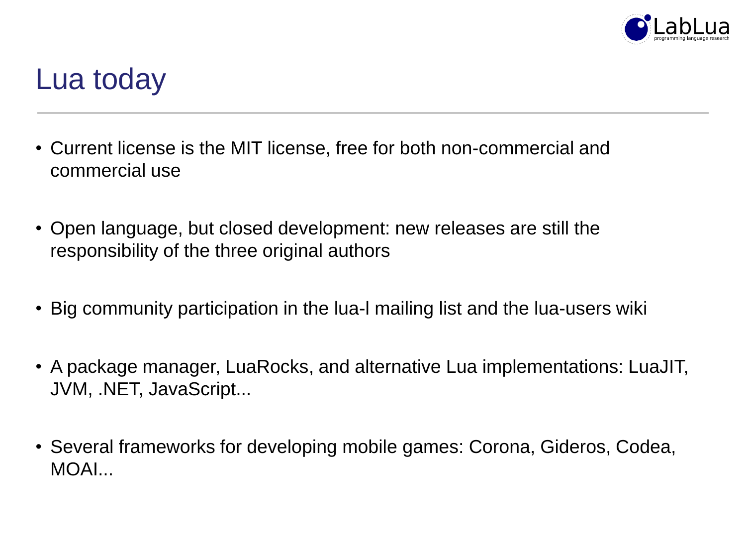# Lua today

- Current license is the MIT license, free for both non-commercial and commercial use
- Open language, but closed development: new releases are still the responsibility of the three original authors
- Big community participation in the lua-l mailing list and the lua-users wiki
- A package manager, LuaRocks, and alternative Lua implementations: LuaJIT, JVM, .NET, JavaScript...
- Several frameworks for developing mobile games: Corona, Gideros, Codea, MOAI...